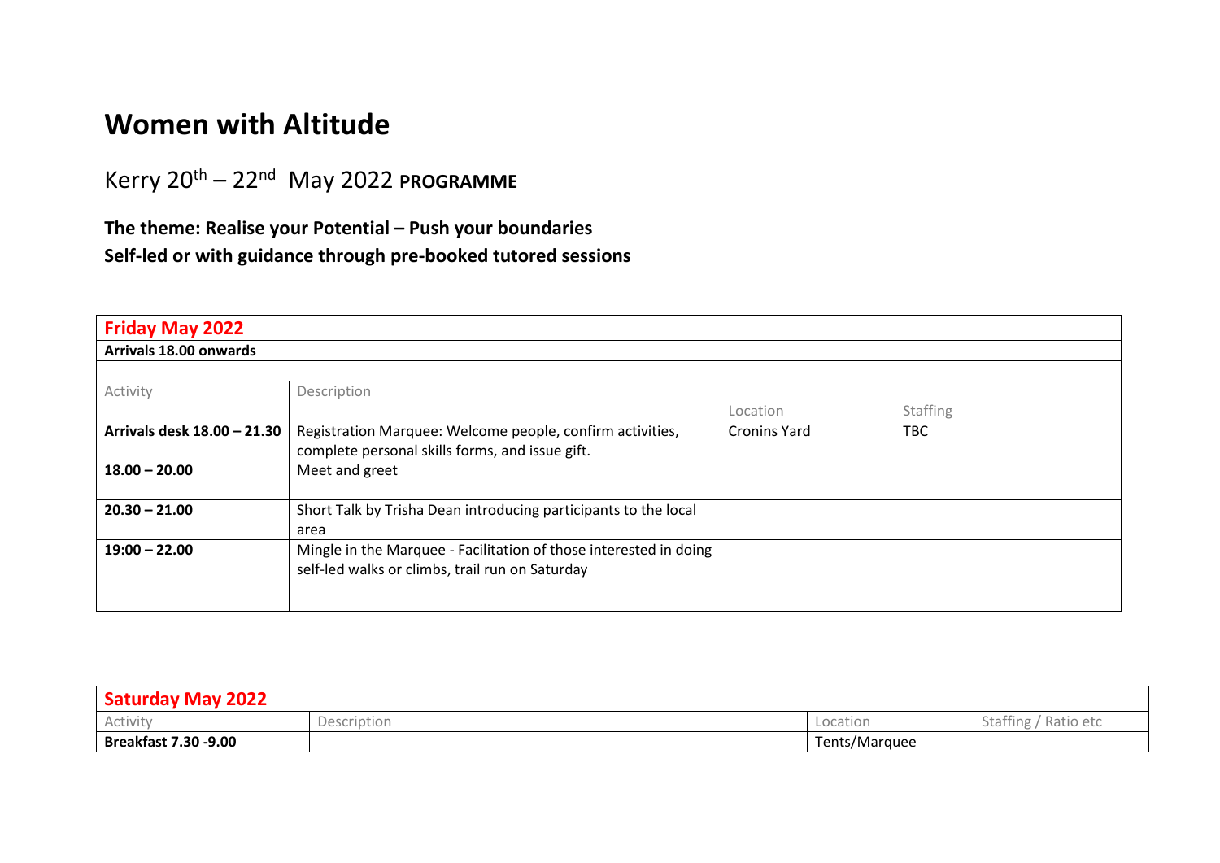# Women with Altitude

Kerry 20th – 22nd May 2022 **PROGRAMME**

**The theme: Realise your Potential – Push your boundaries**
**Self-led or with guidance through pre-booked tutored sessions**

| **Friday May 2022** | | | |
|---|---|---|---|
| **Arrivals 18.00 onwards** | | | |
| | | | |
| Activity | Description | Location | Staffing |
| **Arrivals desk 18.00 – 21.30** | Registration Marquee: Welcome people, confirm activities, complete personal skills forms, and issue gift. | Cronins Yard | TBC |
| **18.00 – 20.00** | Meet and greet | | |
| **20.30 – 21.00** | Short Talk by Trisha Dean introducing participants to the local area | | |
| **19:00 – 22.00** | Mingle in the Marquee - Facilitation of those interested in doing self-led walks or climbs, trail run on Saturday | | |
| | | | |

| **Saturday May 2022** | | | |
|---|---|---|---|
| Activity | Description | Location | Staffing / Ratio etc |
| **Breakfast 7.30 -9.00** | | Tents/Marquee | |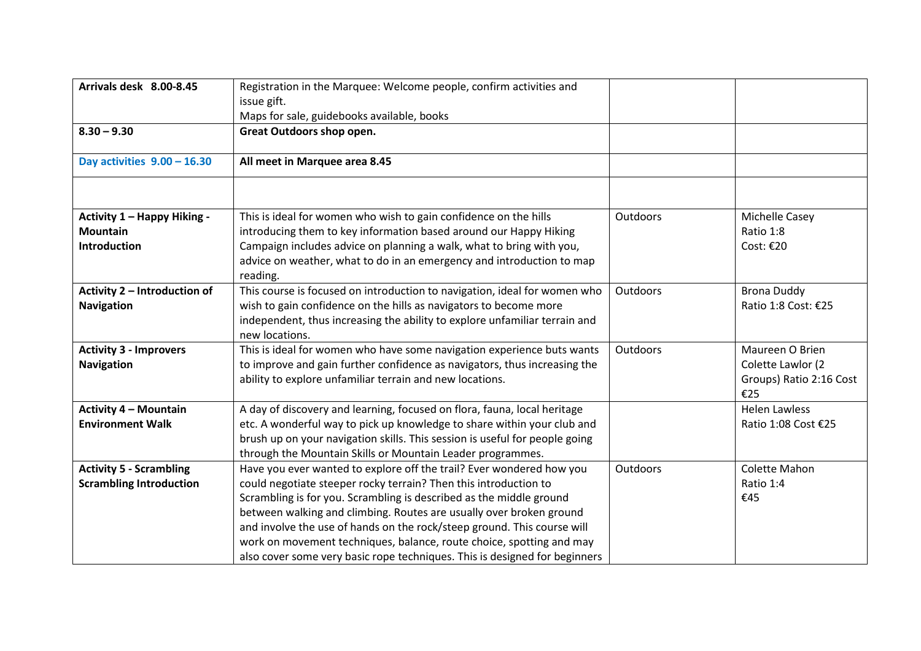| | | | |
|---|---|---|---|
| **Arrivals desk 8.00-8.45** | Registration in the Marquee: Welcome people, confirm activities and issue gift.<br>Maps for sale, guidebooks available, books | | |
| **8.30 – 9.30** | **Great Outdoors shop open.** | | |
| **Day activities 9.00 – 16.30** | **All meet in Marquee area 8.45** | | |
| | | | |
| **Activity 1 – Happy Hiking - Mountain Introduction** | This is ideal for women who wish to gain confidence on the hills introducing them to key information based around our Happy Hiking Campaign includes advice on planning a walk, what to bring with you, advice on weather, what to do in an emergency and introduction to map reading. | Outdoors | Michelle Casey<br>Ratio 1:8<br>Cost: €20 |
| **Activity 2 – Introduction of Navigation** | This course is focused on introduction to navigation, ideal for women who wish to gain confidence on the hills as navigators to become more independent, thus increasing the ability to explore unfamiliar terrain and new locations. | Outdoors | Brona Duddy<br>Ratio 1:8 Cost: €25 |
| **Activity 3 - Improvers Navigation** | This is ideal for women who have some navigation experience buts wants to improve and gain further confidence as navigators, thus increasing the ability to explore unfamiliar terrain and new locations. | Outdoors | Maureen O Brien<br>Colette Lawlor (2 Groups) Ratio 2:16 Cost €25 |
| **Activity 4 – Mountain Environment Walk** | A day of discovery and learning, focused on flora, fauna, local heritage etc. A wonderful way to pick up knowledge to share within your club and brush up on your navigation skills. This session is useful for people going through the Mountain Skills or Mountain Leader programmes. | | Helen Lawless<br>Ratio 1:08 Cost €25 |
| **Activity 5 - Scrambling Scrambling Introduction** | Have you ever wanted to explore off the trail? Ever wondered how you could negotiate steeper rocky terrain? Then this introduction to Scrambling is for you. Scrambling is described as the middle ground between walking and climbing. Routes are usually over broken ground and involve the use of hands on the rock/steep ground. This course will work on movement techniques, balance, route choice, spotting and may also cover some very basic rope techniques. This is designed for beginners | Outdoors | Colette Mahon<br>Ratio 1:4<br>€45 |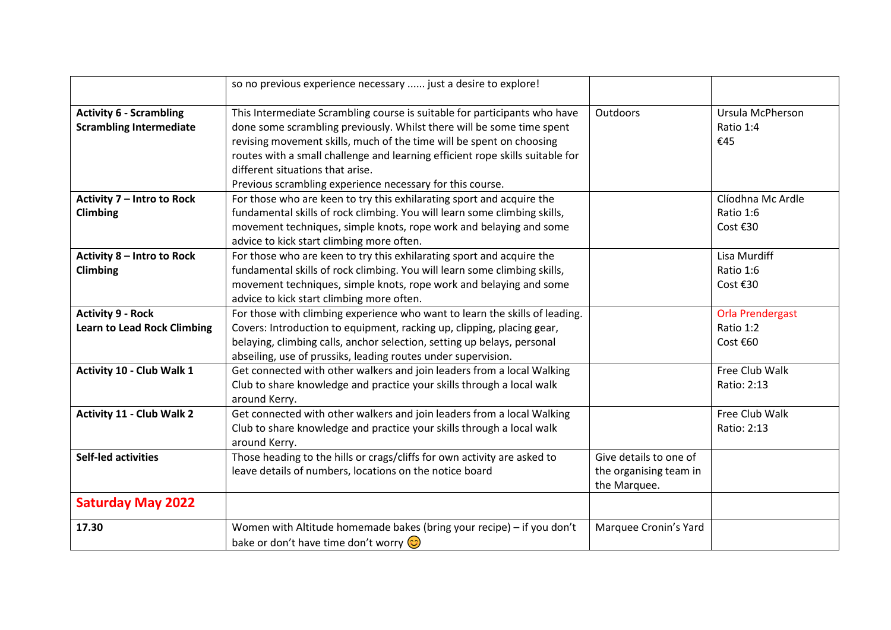| | | | |
|---|---|---|---|
| | so no previous experience necessary ...... just a desire to explore! | | |
| **Activity 6 - Scrambling**<br>**Scrambling Intermediate** | This Intermediate Scrambling course is suitable for participants who have done some scrambling previously. Whilst there will be some time spent revising movement skills, much of the time will be spent on choosing routes with a small challenge and learning efficient rope skills suitable for different situations that arise.<br>Previous scrambling experience necessary for this course. | Outdoors | Ursula McPherson<br>Ratio 1:4<br>€45 |
| **Activity 7 – Intro to Rock Climbing** | For those who are keen to try this exhilarating sport and acquire the fundamental skills of rock climbing. You will learn some climbing skills, movement techniques, simple knots, rope work and belaying and some advice to kick start climbing more often. | | Clíodhna Mc Ardle<br>Ratio 1:6<br>Cost €30 |
| **Activity 8 – Intro to Rock Climbing** | For those who are keen to try this exhilarating sport and acquire the fundamental skills of rock climbing. You will learn some climbing skills, movement techniques, simple knots, rope work and belaying and some advice to kick start climbing more often. | | Lisa Murdiff<br>Ratio 1:6<br>Cost €30 |
| **Activity 9 - Rock**<br>**Learn to Lead Rock Climbing** | For those with climbing experience who want to learn the skills of leading. Covers: Introduction to equipment, racking up, clipping, placing gear, belaying, climbing calls, anchor selection, setting up belays, personal abseiling, use of prussiks, leading routes under supervision. | | Orla Prendergast<br>Ratio 1:2<br>Cost €60 |
| **Activity 10 - Club Walk 1** | Get connected with other walkers and join leaders from a local Walking Club to share knowledge and practice your skills through a local walk around Kerry. | | Free Club Walk<br>Ratio: 2:13 |
| **Activity 11 - Club Walk 2** | Get connected with other walkers and join leaders from a local Walking Club to share knowledge and practice your skills through a local walk around Kerry. | | Free Club Walk<br>Ratio: 2:13 |
| **Self-led activities** | Those heading to the hills or crags/cliffs for own activity are asked to leave details of numbers, locations on the notice board | Give details to one of the organising team in the Marquee. | |
| **Saturday May 2022** | | | |
| **17.30** | Women with Altitude homemade bakes (bring your recipe) – if you don't bake or don't have time don't worry 😊 | Marquee Cronin's Yard | |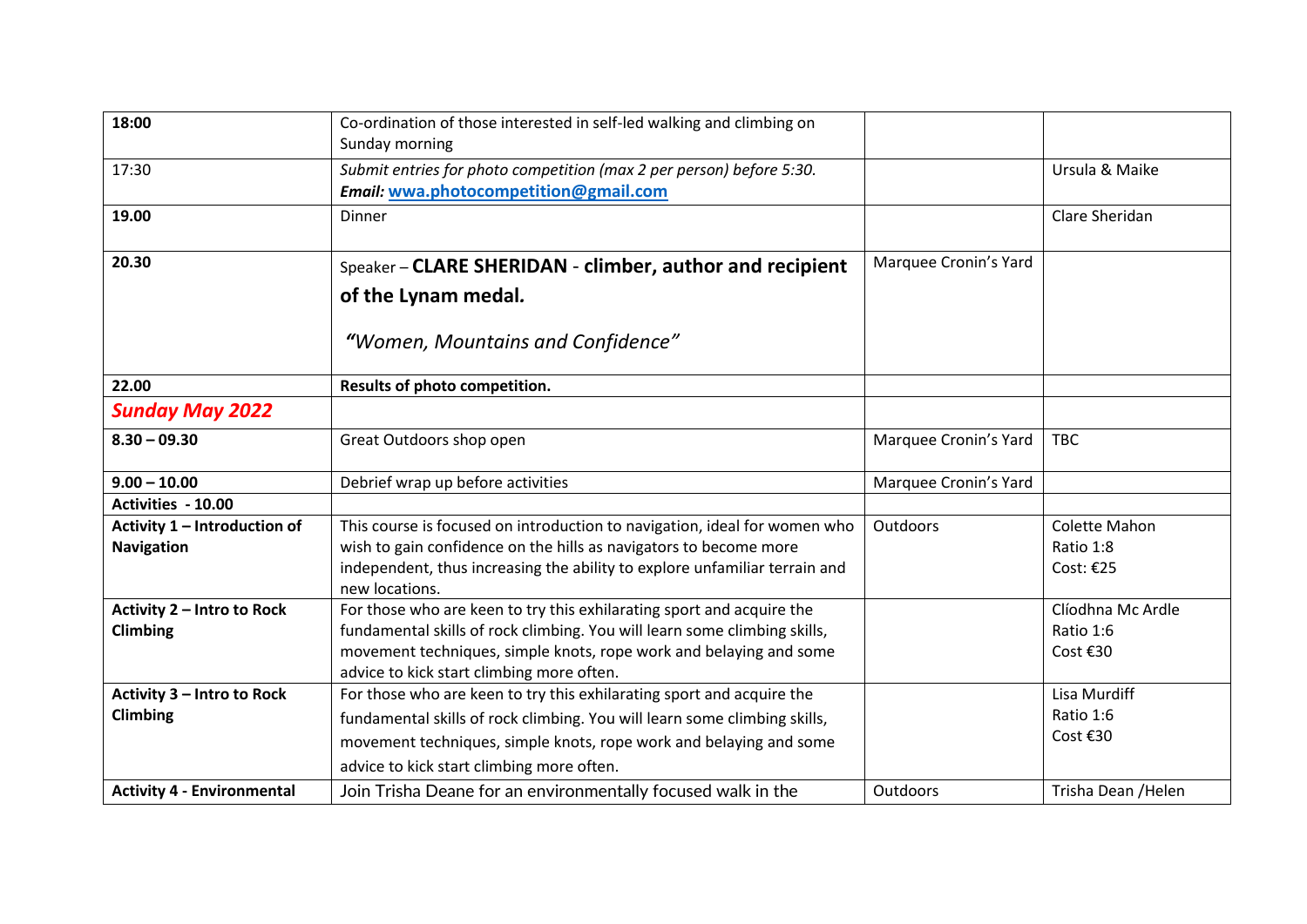| **18:00** | Co-ordination of those interested in self-led walking and climbing on Sunday morning | | |
|---|---|---|---|
| 17:30 | *Submit entries for photo competition (max 2 per person) before 5:30.* ***Email:*** **wwa.photocompetition@gmail.com** | | Ursula & Maike |
| **19.00** | Dinner | | Clare Sheridan |
| **20.30** | Speaker – **CLARE SHERIDAN - climber, author and recipient of the Lynam medal.** ***"Women, Mountains and Confidence"*** | Marquee Cronin's Yard | |
| **22.00** | **Results of photo competition.** | | |
| ***Sunday May 2022*** | | | |
| **8.30 – 09.30** | Great Outdoors shop open | Marquee Cronin's Yard | TBC |
| **9.00 – 10.00** | Debrief wrap up before activities | Marquee Cronin's Yard | |
| **Activities - 10.00** | | | |
| **Activity 1 – Introduction of Navigation** | This course is focused on introduction to navigation, ideal for women who wish to gain confidence on the hills as navigators to become more independent, thus increasing the ability to explore unfamiliar terrain and new locations. | Outdoors | Colette Mahon Ratio 1:8 Cost: €25 |
| **Activity 2 – Intro to Rock Climbing** | For those who are keen to try this exhilarating sport and acquire the fundamental skills of rock climbing. You will learn some climbing skills, movement techniques, simple knots, rope work and belaying and some advice to kick start climbing more often. | | Clíodhna Mc Ardle Ratio 1:6 Cost €30 |
| **Activity 3 – Intro to Rock Climbing** | For those who are keen to try this exhilarating sport and acquire the fundamental skills of rock climbing. You will learn some climbing skills, movement techniques, simple knots, rope work and belaying and some advice to kick start climbing more often. | | Lisa Murdiff Ratio 1:6 Cost €30 |
| **Activity 4 - Environmental** | Join Trisha Deane for an environmentally focused walk in the | Outdoors | Trisha Dean /Helen |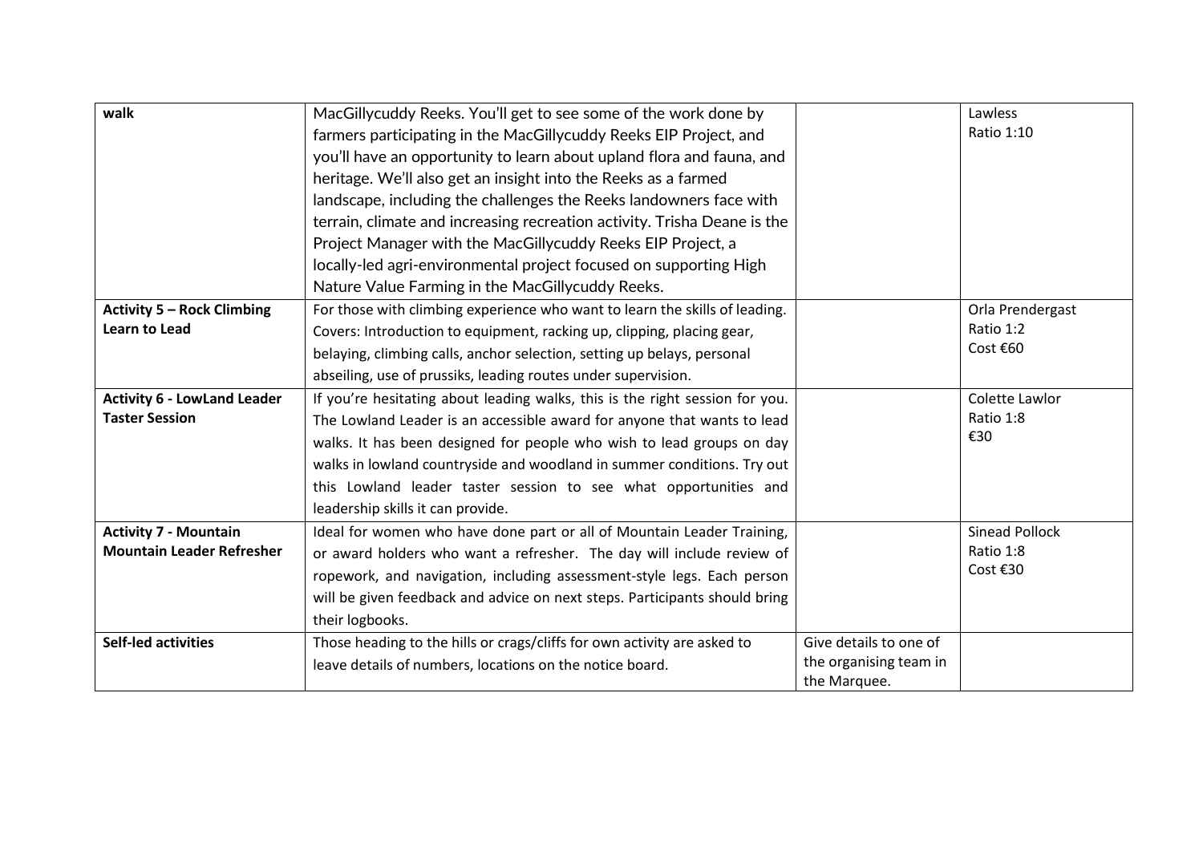| | | | |
|---|---|---|---|
| **walk** | MacGillycuddy Reeks. You'll get to see some of the work done by farmers participating in the MacGillycuddy Reeks EIP Project, and you'll have an opportunity to learn about upland flora and fauna, and heritage. We'll also get an insight into the Reeks as a farmed landscape, including the challenges the Reeks landowners face with terrain, climate and increasing recreation activity. Trisha Deane is the Project Manager with the MacGillycuddy Reeks EIP Project, a locally-led agri-environmental project focused on supporting High Nature Value Farming in the MacGillycuddy Reeks. | | Lawless<br>Ratio 1:10 |
| **Activity 5 – Rock Climbing Learn to Lead** | For those with climbing experience who want to learn the skills of leading. Covers: Introduction to equipment, racking up, clipping, placing gear, belaying, climbing calls, anchor selection, setting up belays, personal abseiling, use of prussiks, leading routes under supervision. | | Orla Prendergast<br>Ratio 1:2<br>Cost €60 |
| **Activity 6 - LowLand Leader Taster Session** | If you're hesitating about leading walks, this is the right session for you. The Lowland Leader is an accessible award for anyone that wants to lead walks. It has been designed for people who wish to lead groups on day walks in lowland countryside and woodland in summer conditions. Try out this Lowland leader taster session to see what opportunities and leadership skills it can provide. | | Colette Lawlor<br>Ratio 1:8<br>€30 |
| **Activity 7 - Mountain Mountain Leader Refresher** | Ideal for women who have done part or all of Mountain Leader Training, or award holders who want a refresher. The day will include review of ropework, and navigation, including assessment-style legs. Each person will be given feedback and advice on next steps. Participants should bring their logbooks. | | Sinead Pollock<br>Ratio 1:8<br>Cost €30 |
| **Self-led activities** | Those heading to the hills or crags/cliffs for own activity are asked to leave details of numbers, locations on the notice board. | Give details to one of the organising team in the Marquee. | |